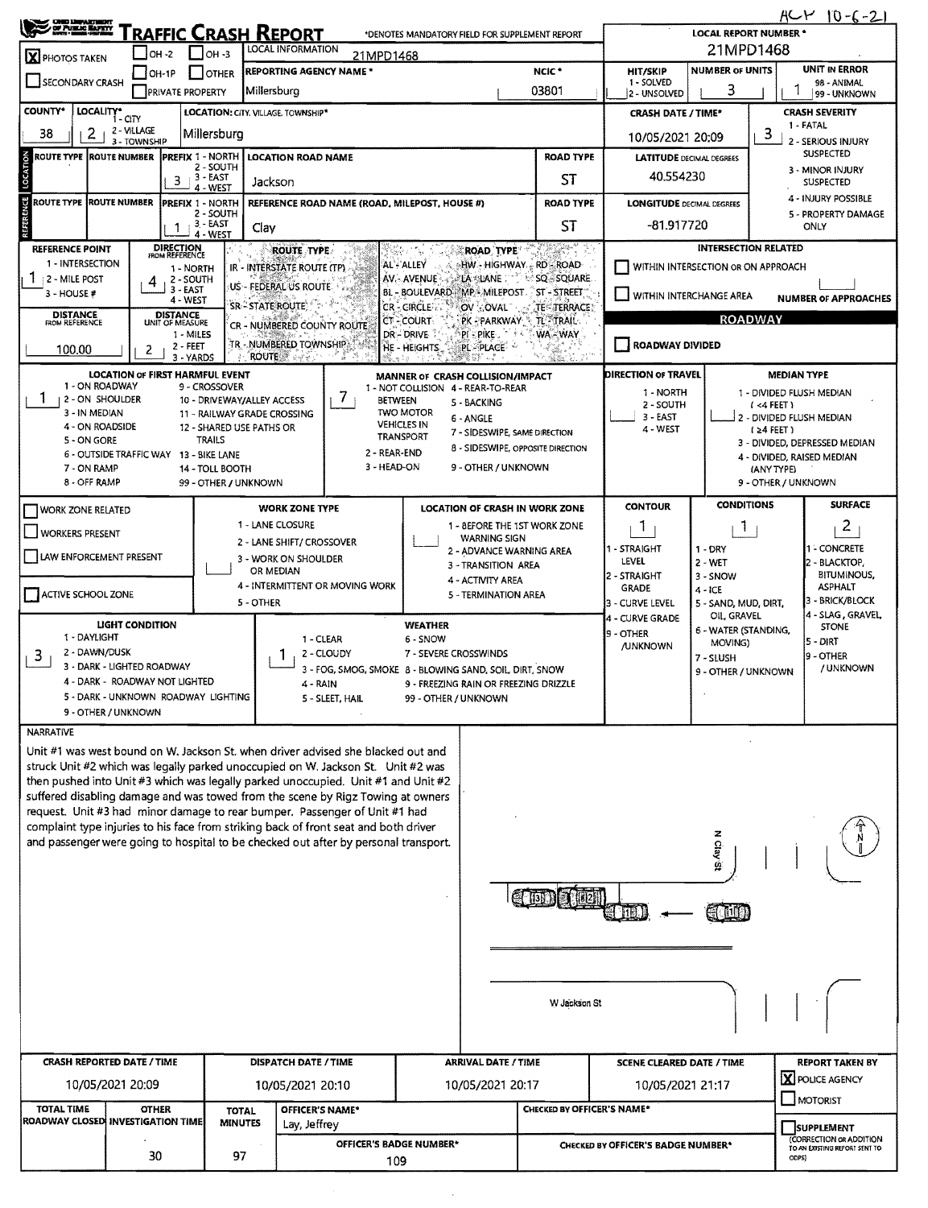ACP 10-6-21

# TRAFFIC CRASH REPORT

*DENOTES MANDATORY FIELD FOR SUPPLEMENT REPORT

**LOCAL REPORT NUMBER *** 21MPD1468

| Field | Value |
|---|---|
| PHOTOS TAKEN | X |
| SECONDARY CRASH | |
| OH-2 / OH-3 / OH-1P / OTHER / PRIVATE PROPERTY | |
| LOCAL INFORMATION | 21MPD1468 |
| REPORTING AGENCY NAME * | Millersburg |
| NCIC * | 03801 |
| HIT/SKIP (1 - SOLVED, 2 - UNSOLVED) | |
| NUMBER OF UNITS | 3 |
| UNIT IN ERROR (98 - ANIMAL, 99 - UNKNOWN) | 1 |
| COUNTY* | 38 |
| LOCALITY* (1 - CITY, 2 - VILLAGE, 3 - TOWNSHIP) | 2 |
| LOCATION: CITY, VILLAGE, TOWNSHIP* | Millersburg |
| CRASH DATE / TIME* | 10/05/2021 20:09 |
| CRASH SEVERITY (1 - FATAL, 2 - SERIOUS INJURY SUSPECTED, 3 - MINOR INJURY SUSPECTED, 4 - INJURY POSSIBLE, 5 - PROPERTY DAMAGE ONLY) | 3 |

## LOCATION

| ROUTE TYPE | ROUTE NUMBER | PREFIX (1 - NORTH, 2 - SOUTH, 3 - EAST, 4 - WEST) | LOCATION ROAD NAME | ROAD TYPE | LATITUDE DECIMAL DEGREES |
|---|---|---|---|---|---|
| | | 3 | Jackson | ST | 40.554230 |

## REFERENCE

| ROUTE TYPE | ROUTE NUMBER | PREFIX (1 - NORTH, 2 - SOUTH, 3 - EAST, 4 - WEST) | REFERENCE ROAD NAME (ROAD, MILEPOST, HOUSE #) | ROAD TYPE | LONGITUDE DECIMAL DEGREES |
|---|---|---|---|---|---|
| | | 1 | Clay | ST | -81.917720 |

| Field | Value |
|---|---|
| REFERENCE POINT (1 - INTERSECTION, 2 - MILE POST, 3 - HOUSE #) | 1 |
| DIRECTION FROM REFERENCE (1 - NORTH, 2 - SOUTH, 3 - EAST, 4 - WEST) | 4 |
| DISTANCE FROM REFERENCE | 100.00 |
| DISTANCE UNIT OF MEASURE (1 - MILES, 2 - FEET, 3 - YARDS) | 2 |

ROUTE TYPE: IR - INTERSTATE ROUTE (TP), US - FEDERAL US ROUTE, SR - STATE ROUTE, CR - NUMBERED COUNTY ROUTE, TR - NUMBERED TOWNSHIP ROUTE

ROAD TYPE: AL - ALLEY, AV - AVENUE, BL - BOULEVARD, CR - CIRCLE, CT - COURT, DR - DRIVE, HE - HEIGHTS, HW - HIGHWAY, LA - LANE, MP - MILEPOST, OV - OVAL, PK - PARKWAY, PI - PIKE, PL - PLACE, RD - ROAD, SQ - SQUARE, ST - STREET, TE - TERRACE, TL - TRAIL, WA - WAY

## INTERSECTION RELATED

- [ ] WITHIN INTERSECTION OR ON APPROACH
- [ ] WITHIN INTERCHANGE AREA
- NUMBER OF APPROACHES:

## ROADWAY

- [ ] ROADWAY DIVIDED

| Field | Value |
|---|---|
| LOCATION OF FIRST HARMFUL EVENT (1 - ON ROADWAY, 2 - ON SHOULDER, 3 - IN MEDIAN, 4 - ON ROADSIDE, 5 - ON GORE, 6 - OUTSIDE TRAFFIC WAY, 7 - ON RAMP, 8 - OFF RAMP, 9 - CROSSOVER, 10 - DRIVEWAY/ALLEY ACCESS, 11 - RAILWAY GRADE CROSSING, 12 - SHARED USE PATHS OR TRAILS, 13 - BIKE LANE, 14 - TOLL BOOTH, 99 - OTHER / UNKNOWN) | 1 |
| MANNER OF CRASH COLLISION/IMPACT (1 - NOT COLLISION BETWEEN TWO MOTOR VEHICLES IN TRANSPORT, 2 - REAR-END, 3 - HEAD-ON, 4 - REAR-TO-REAR, 5 - BACKING, 6 - ANGLE, 7 - SIDESWIPE, SAME DIRECTION, 8 - SIDESWIPE, OPPOSITE DIRECTION, 9 - OTHER / UNKNOWN) | 7 |
| DIRECTION OF TRAVEL (1 - NORTH, 2 - SOUTH, 3 - EAST, 4 - WEST) | |
| MEDIAN TYPE (1 - DIVIDED FLUSH MEDIAN (<4 FEET), 2 - DIVIDED FLUSH MEDIAN (≥4 FEET), 3 - DIVIDED, DEPRESSED MEDIAN, 4 - DIVIDED, RAISED MEDIAN (ANY TYPE), 9 - OTHER / UNKNOWN) | |

- [ ] WORK ZONE RELATED
- [ ] WORKERS PRESENT
- [ ] LAW ENFORCEMENT PRESENT
- [ ] ACTIVE SCHOOL ZONE

WORK ZONE TYPE: 1 - LANE CLOSURE, 2 - LANE SHIFT/ CROSSOVER, 3 - WORK ON SHOULDER OR MEDIAN, 4 - INTERMITTENT OR MOVING WORK, 5 - OTHER

LOCATION OF CRASH IN WORK ZONE: 1 - BEFORE THE 1ST WORK ZONE WARNING SIGN, 2 - ADVANCE WARNING AREA, 3 - TRANSITION AREA, 4 - ACTIVITY AREA, 5 - TERMINATION AREA

| Field | Value |
|---|---|
| CONTOUR (1 - STRAIGHT LEVEL, 2 - STRAIGHT GRADE, 3 - CURVE LEVEL, 4 - CURVE GRADE, 9 - OTHER /UNKNOWN) | 1 |
| CONDITIONS (1 - DRY, 2 - WET, 3 - SNOW, 4 - ICE, 5 - SAND, MUD, DIRT, OIL, GRAVEL, 6 - WATER (STANDING, MOVING), 7 - SLUSH, 9 - OTHER / UNKNOWN) | 1 |
| SURFACE (1 - CONCRETE, 2 - BLACKTOP, BITUMINOUS, ASPHALT, 3 - BRICK/BLOCK, 4 - SLAG, GRAVEL, STONE, 5 - DIRT, 9 - OTHER / UNKNOWN) | 2 |
| LIGHT CONDITION (1 - DAYLIGHT, 2 - DAWN/DUSK, 3 - DARK - LIGHTED ROADWAY, 4 - DARK - ROADWAY NOT LIGHTED, 5 - DARK - UNKNOWN ROADWAY LIGHTING, 9 - OTHER / UNKNOWN) | 3 |
| WEATHER (1 - CLEAR, 2 - CLOUDY, 3 - FOG, SMOG, SMOKE, 4 - RAIN, 5 - SLEET, HAIL, 6 - SNOW, 7 - SEVERE CROSSWINDS, 8 - BLOWING SAND, SOIL, DIRT, SNOW, 9 - FREEZING RAIN OR FREEZING DRIZZLE, 99 - OTHER / UNKNOWN) | 1 |

## NARRATIVE

Unit #1 was west bound on W. Jackson St. when driver advised she blacked out and struck Unit #2 which was legally parked unoccupied on W. Jackson St. Unit #2 was then pushed into Unit #3 which was legally parked unoccupied. Unit #1 and Unit #2 suffered disabling damage and was towed from the scene by Rigz Towing at owners request. Unit #3 had minor damage to rear bumper. Passenger of Unit #1 had complaint type injuries to his face from striking back of front seat and both driver and passenger were going to hospital to be checked out after by personal transport.

(Diagram labels: N Clay St, W Jackson St, units 3, 2, 1)

| CRASH REPORTED DATE / TIME | DISPATCH DATE / TIME | ARRIVAL DATE / TIME | SCENE CLEARED DATE / TIME | REPORT TAKEN BY |
|---|---|---|---|---|
| 10/05/2021 20:09 | 10/05/2021 20:10 | 10/05/2021 20:17 | 10/05/2021 21:17 | X POLICE AGENCY |

| TOTAL TIME ROADWAY CLOSED | OTHER INVESTIGATION TIME | TOTAL MINUTES | OFFICER'S NAME* | OFFICER'S BADGE NUMBER* | CHECKED BY OFFICER'S NAME* | CHECKED BY OFFICER'S BADGE NUMBER* |
|---|---|---|---|---|---|---|
| | 30 | 97 | Lay, Jeffrey | 109 | | |

- [ ] MOTORIST
- [ ] SUPPLEMENT (CORRECTION OR ADDITION TO AN EXISTING REPORT SENT TO ODPS)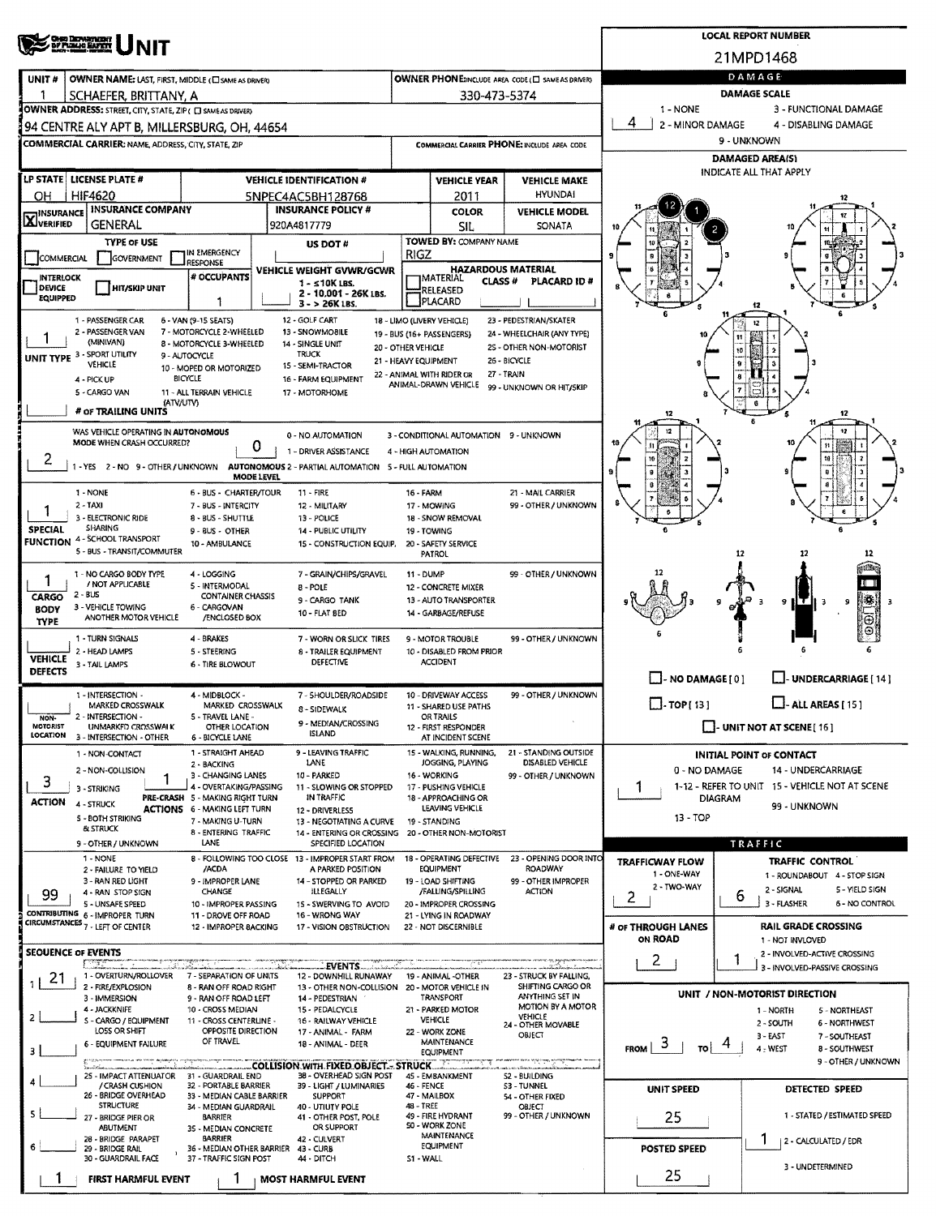# UNIT

**LOCAL REPORT NUMBER:** 21MPD1468

| UNIT # | OWNER NAME: LAST, FIRST, MIDDLE | OWNER PHONE |
|---|---|---|
| 1 | SCHAEFER, BRITTANY, A | 330-473-5374 |

**OWNER ADDRESS:** 94 CENTRE ALY APT B, MILLERSBURG, OH, 44654

**COMMERCIAL CARRIER:** NAME, ADDRESS, CITY, STATE, ZIP

**COMMERCIAL CARRIER PHONE:**

| LP STATE | LICENSE PLATE # | VEHICLE IDENTIFICATION # | VEHICLE YEAR | VEHICLE MAKE |
|---|---|---|---|---|
| OH | HIF4620 | 5NPEC4AC5BH128768 | 2011 | HYUNDAI |

| INSURANCE | INSURANCE COMPANY | INSURANCE POLICY # | COLOR | VEHICLE MODEL |
|---|---|---|---|---|
| X VERIFIED | GENERAL | 920A4817779 | SIL | SONATA |

- **TYPE OF USE:** (none marked)
- **US DOT #:**
- **TOWED BY: COMPANY NAME:** RIGZ
- **VEHICLE WEIGHT GVWR/GCWR:** 1 - ≤10K LBS. 2 - 10,001 - 26K LBS. 3 - > 26K LBS.
- **# OCCUPANTS:** 1
- **HAZARDOUS MATERIAL:** (none)

## DAMAGE

**DAMAGE SCALE:** 4 (1 - NONE; 2 - MINOR DAMAGE; 3 - FUNCTIONAL DAMAGE; 4 - DISABLING DAMAGE; 9 - UNKNOWN)

**DAMAGED AREA(S):** 12, 1, 2

**INITIAL POINT OF CONTACT:** 1 (0 - NO DAMAGE; 1-12 - REFER TO UNIT DIAGRAM; 13 - TOP; 14 - UNDERCARRIAGE; 15 - VEHICLE NOT AT SCENE; 99 - UNKNOWN)

- **UNIT TYPE:** 1 (1 - PASSENGER CAR)
- **# OF TRAILING UNITS:**
- **WAS VEHICLE OPERATING IN AUTONOMOUS MODE WHEN CRASH OCCURRED?** 2 (1 - YES 2 - NO 9 - OTHER/UNKNOWN)
- **AUTONOMOUS MODE LEVEL:** 0 (0 - NO AUTOMATION)
- **SPECIAL FUNCTION:** 1 (1 - NONE)
- **CARGO BODY TYPE:** 1 (1 - NO CARGO BODY TYPE / NOT APPLICABLE)
- **VEHICLE DEFECTS:**
- **NON-MOTORIST LOCATION:**
- **ACTION:** 3 (3 - STRIKING)
- **PRE-CRASH ACTIONS:** 1 (1 - STRAIGHT AHEAD)
- **CONTRIBUTING CIRCUMSTANCES:** 99 (99 - OTHER IMPROPER ACTION)

## SEQUENCE OF EVENTS

1. 21 (21 - PARKED MOTOR VEHICLE)
2.
3.
4.
5.
6.

- **FIRST HARMFUL EVENT:** 1
- **MOST HARMFUL EVENT:** 1

## TRAFFIC

- **TRAFFICWAY FLOW:** 2 (2 - TWO-WAY)
- **TRAFFIC CONTROL:** 6 (6 - NO CONTROL)
- **# OF THROUGH LANES ON ROAD:** 2
- **RAIL GRADE CROSSING:** 1 (1 - NOT INVOLVED)

**UNIT / NON-MOTORIST DIRECTION:** FROM 3 TO 4 (3 - EAST; 4 - WEST)

- **UNIT SPEED:** 25
- **POSTED SPEED:** 25
- **DETECTED SPEED:** 1 (1 - STATED / ESTIMATED SPEED)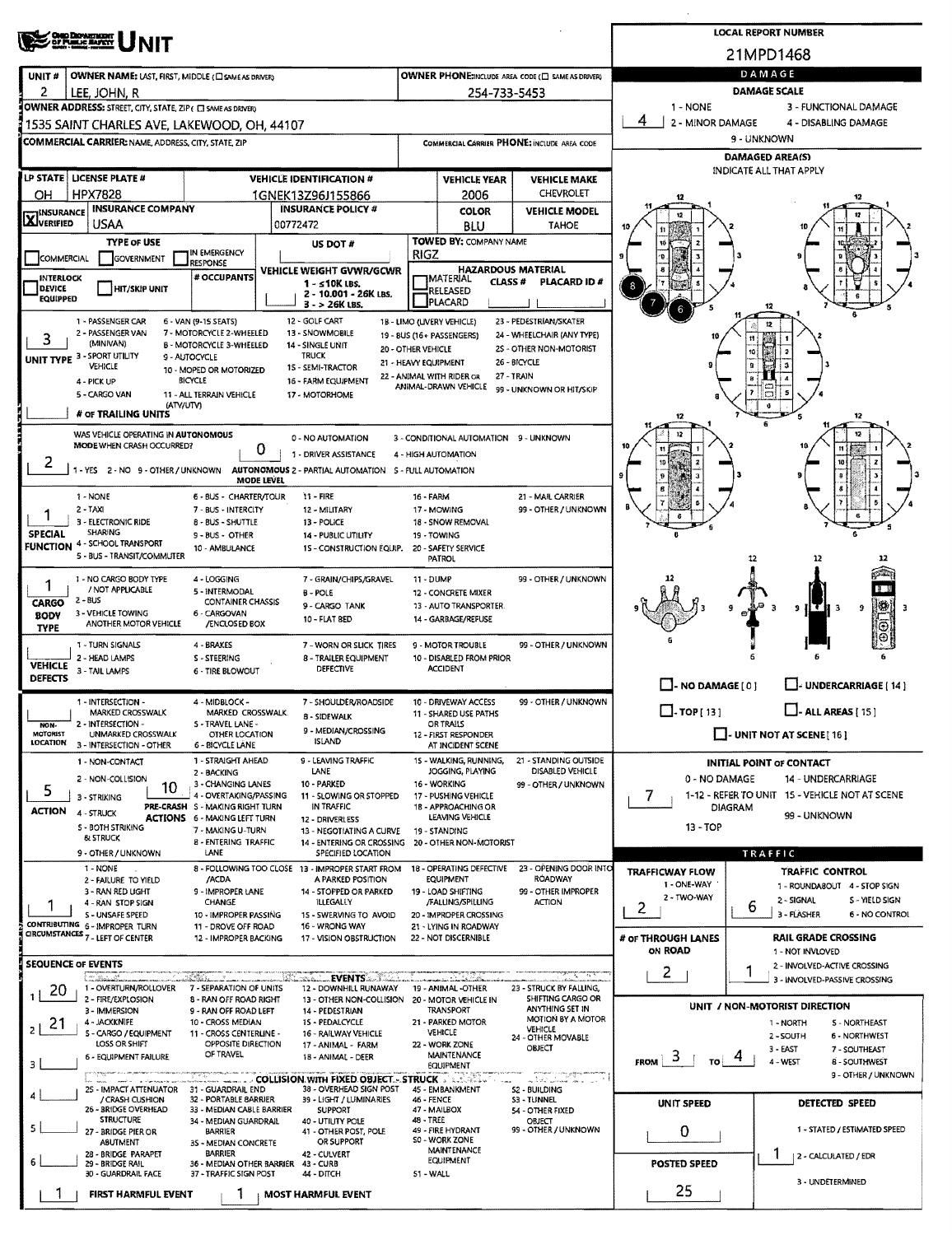# UNIT

**LOCAL REPORT NUMBER:** 21MPD1468

| UNIT # | OWNER NAME: LAST, FIRST, MIDDLE | OWNER PHONE |
|---|---|---|
| 2 | LEE, JOHN, R | 254-733-5453 |

**OWNER ADDRESS:** 1535 SAINT CHARLES AVE, LAKEWOOD, OH, 44107

**COMMERCIAL CARRIER:** NAME, ADDRESS, CITY, STATE, ZIP — **COMMERCIAL CARRIER PHONE:**

| LP STATE | LICENSE PLATE # | VEHICLE IDENTIFICATION # | VEHICLE YEAR | VEHICLE MAKE |
|---|---|---|---|---|
| OH | HPX7828 | 1GNEK13Z96J155866 | 2006 | CHEVROLET |

| INSURANCE | INSURANCE COMPANY | INSURANCE POLICY # | COLOR | VEHICLE MODEL |
|---|---|---|---|---|
| X VERIFIED | USAA | 00772472 | BLU | TAHOE |

**TYPE OF USE:** COMMERCIAL / GOVERNMENT / IN EMERGENCY RESPONSE

**US DOT #:**

**TOWED BY: COMPANY NAME:** RIGZ

**INTERLOCK DEVICE EQUIPPED** / **HIT/SKIP UNIT** / **# OCCUPANTS**

**VEHICLE WEIGHT GVWR/GCWR:** 1 - ≤10K LBS. 2 - 10.001 - 26K LBS. 3 - > 26K LBS.

**HAZARDOUS MATERIAL:** MATERIAL RELEASED / PLACARD — CLASS # — PLACARD ID #

**UNIT TYPE:** 3
1 - PASSENGER CAR, 2 - PASSENGER VAN (MINIVAN), 3 - SPORT UTILITY VEHICLE, 4 - PICK UP, 5 - CARGO VAN, 6 - VAN (9-15 SEATS), 7 - MOTORCYCLE 2-WHEELED, 8 - MOTORCYCLE 3-WHEELED, 9 - AUTOCYCLE, 10 - MOPED OR MOTORIZED BICYCLE, 11 - ALL TERRAIN VEHICLE (ATV/UTV), 12 - GOLF CART, 13 - SNOWMOBILE, 14 - SINGLE UNIT TRUCK, 15 - SEMI-TRACTOR, 16 - FARM EQUIPMENT, 17 - MOTORHOME, 18 - LIMO (LIVERY VEHICLE), 19 - BUS (16+ PASSENGERS), 20 - OTHER VEHICLE, 21 - HEAVY EQUIPMENT, 22 - ANIMAL WITH RIDER OR ANIMAL-DRAWN VEHICLE, 23 - PEDESTRIAN/SKATER, 24 - WHEELCHAIR (ANY TYPE), 25 - OTHER NON-MOTORIST, 26 - BICYCLE, 27 - TRAIN, 99 - UNKNOWN OR HIT/SKIP

**# OF TRAILING UNITS:**

**WAS VEHICLE OPERATING IN AUTONOMOUS MODE WHEN CRASH OCCURRED?** 2
1 - YES 2 - NO 9 - OTHER / UNKNOWN

**AUTONOMOUS MODE LEVEL:** 0
0 - NO AUTOMATION, 1 - DRIVER ASSISTANCE, 2 - PARTIAL AUTOMATION, 3 - CONDITIONAL AUTOMATION, 4 - HIGH AUTOMATION, 5 - FULL AUTOMATION, 9 - UNKNOWN

**SPECIAL FUNCTION:** 1
1 - NONE, 2 - TAXI, 3 - ELECTRONIC RIDE SHARING, 4 - SCHOOL TRANSPORT, 5 - BUS - TRANSIT/COMMUTER, 6 - BUS - CHARTER/TOUR, 7 - BUS - INTERCITY, 8 - BUS - SHUTTLE, 9 - BUS - OTHER, 10 - AMBULANCE, 11 - FIRE, 12 - MILITARY, 13 - POLICE, 14 - PUBLIC UTILITY, 15 - CONSTRUCTION EQUIP., 16 - FARM, 17 - MOWING, 18 - SNOW REMOVAL, 19 - TOWING, 20 - SAFETY SERVICE PATROL, 21 - MAIL CARRIER, 99 - OTHER / UNKNOWN

**CARGO BODY TYPE:** 1
1 - NO CARGO BODY TYPE / NOT APPLICABLE, 2 - BUS, 3 - VEHICLE TOWING ANOTHER MOTOR VEHICLE, 4 - LOGGING, 5 - INTERMODAL CONTAINER CHASSIS, 6 - CARGOVAN /ENCLOSED BOX, 7 - GRAIN/CHIPS/GRAVEL, 8 - POLE, 9 - CARGO TANK, 10 - FLAT BED, 11 - DUMP, 12 - CONCRETE MIXER, 13 - AUTO TRANSPORTER, 14 - GARBAGE/REFUSE, 99 - OTHER / UNKNOWN

**VEHICLE DEFECTS:**
1 - TURN SIGNALS, 2 - HEAD LAMPS, 3 - TAIL LAMPS, 4 - BRAKES, 5 - STEERING, 6 - TIRE BLOWOUT, 7 - WORN OR SLICK TIRES, 8 - TRAILER EQUIPMENT DEFECTIVE, 9 - MOTOR TROUBLE, 10 - DISABLED FROM PRIOR ACCIDENT, 99 - OTHER / UNKNOWN

**NON-MOTORIST LOCATION:**
1 - INTERSECTION - MARKED CROSSWALK, 2 - INTERSECTION - UNMARKED CROSSWALK, 3 - INTERSECTION - OTHER, 4 - MIDBLOCK - MARKED CROSSWALK, 5 - TRAVEL LANE - OTHER LOCATION, 6 - BICYCLE LANE, 7 - SHOULDER/ROADSIDE, 8 - SIDEWALK, 9 - MEDIAN/CROSSING ISLAND, 10 - DRIVEWAY ACCESS, 11 - SHARED USE PATHS OR TRAILS, 12 - FIRST RESPONDER AT INCIDENT SCENE, 99 - OTHER / UNKNOWN

**ACTION:** 5
1 - NON-CONTACT, 2 - NON-COLLISION, 3 - STRIKING, 4 - STRUCK, 5 - BOTH STRIKING & STRUCK, 9 - OTHER / UNKNOWN

**PRE-CRASH ACTIONS:** 10
1 - STRAIGHT AHEAD, 2 - BACKING, 3 - CHANGING LANES, 4 - OVERTAKING/PASSING, 5 - MAKING RIGHT TURN, 6 - MAKING LEFT TURN, 7 - MAKING U-TURN, 8 - ENTERING TRAFFIC LANE, 9 - LEAVING TRAFFIC LANE, 10 - PARKED, 11 - SLOWING OR STOPPED IN TRAFFIC, 12 - DRIVERLESS, 13 - NEGOTIATING A CURVE, 14 - ENTERING OR CROSSING SPECIFIED LOCATION, 15 - WALKING, RUNNING, JOGGING, PLAYING, 16 - WORKING, 17 - PUSHING VEHICLE, 18 - APPROACHING OR LEAVING VEHICLE, 19 - STANDING, 20 - OTHER NON-MOTORIST, 21 - STANDING OUTSIDE DISABLED VEHICLE, 99 - OTHER / UNKNOWN

**CONTRIBUTING CIRCUMSTANCES:** 1
1 - NONE, 2 - FAILURE TO YIELD, 3 - RAN RED LIGHT, 4 - RAN STOP SIGN, 5 - UNSAFE SPEED, 6 - IMPROPER TURN, 7 - LEFT OF CENTER, 8 - FOLLOWING TOO CLOSE /ACDA, 9 - IMPROPER LANE CHANGE, 10 - IMPROPER PASSING, 11 - DROVE OFF ROAD, 12 - IMPROPER BACKING, 13 - IMPROPER START FROM A PARKED POSITION, 14 - STOPPED OR PARKED ILLEGALLY, 15 - SWERVING TO AVOID, 16 - WRONG WAY, 17 - VISION OBSTRUCTION, 18 - OPERATING DEFECTIVE EQUIPMENT, 19 - LOAD SHIFTING /FALLING/SPILLING, 20 - IMPROPER CROSSING, 21 - LYING IN ROADWAY, 22 - NOT DISCERNIBLE, 23 - OPENING DOOR INTO ROADWAY, 99 - OTHER IMPROPER ACTION

## SEQUENCE OF EVENTS

1: 20
2: 21
3:
4:
5:
6:

**EVENTS:** 1 - OVERTURN/ROLLOVER, 2 - FIRE/EXPLOSION, 3 - IMMERSION, 4 - JACKKNIFE, 5 - CARGO / EQUIPMENT LOSS OR SHIFT, 6 - EQUIPMENT FAILURE, 7 - SEPARATION OF UNITS, 8 - RAN OFF ROAD RIGHT, 9 - RAN OFF ROAD LEFT, 10 - CROSS MEDIAN, 11 - CROSS CENTERLINE - OPPOSITE DIRECTION OF TRAVEL, 12 - DOWNHILL RUNAWAY, 13 - OTHER NON-COLLISION, 14 - PEDESTRIAN, 15 - PEDALCYCLE, 16 - RAILWAY VEHICLE, 17 - ANIMAL - FARM, 18 - ANIMAL - DEER, 19 - ANIMAL -OTHER, 20 - MOTOR VEHICLE IN TRANSPORT, 21 - PARKED MOTOR VEHICLE, 22 - WORK ZONE MAINTENANCE EQUIPMENT, 23 - STRUCK BY FALLING, SHIFTING CARGO OR ANYTHING SET IN MOTION BY A MOTOR VEHICLE, 24 - OTHER MOVABLE OBJECT

**COLLISION WITH FIXED OBJECT - STRUCK:** 25 - IMPACT ATTENUATOR / CRASH CUSHION, 26 - BRIDGE OVERHEAD STRUCTURE, 27 - BRIDGE PIER OR ABUTMENT, 28 - BRIDGE PARAPET, 29 - BRIDGE RAIL, 30 - GUARDRAIL FACE, 31 - GUARDRAIL END, 32 - PORTABLE BARRIER, 33 - MEDIAN CABLE BARRIER, 34 - MEDIAN GUARDRAIL BARRIER, 35 - MEDIAN CONCRETE BARRIER, 36 - MEDIAN OTHER BARRIER, 37 - TRAFFIC SIGN POST, 38 - OVERHEAD SIGN POST, 39 - LIGHT / LUMINARIES SUPPORT, 40 - UTILITY POLE, 41 - OTHER POST, POLE OR SUPPORT, 42 - CULVERT, 43 - CURB, 44 - DITCH, 45 - EMBANKMENT, 46 - FENCE, 47 - MAILBOX, 48 - TREE, 49 - FIRE HYDRANT, 50 - WORK ZONE MAINTENANCE EQUIPMENT, 51 - WALL, 52 - BUILDING, 53 - TUNNEL, 54 - OTHER FIXED OBJECT, 99 - OTHER / UNKNOWN

**FIRST HARMFUL EVENT:** 1 — **MOST HARMFUL EVENT:** 1

## DAMAGE

**DAMAGE SCALE:** 4
1 - NONE, 2 - MINOR DAMAGE, 3 - FUNCTIONAL DAMAGE, 4 - DISABLING DAMAGE, 9 - UNKNOWN

**DAMAGED AREA(S)** — INDICATE ALL THAT APPLY: 6, 7, 8

NO DAMAGE [0] / UNDERCARRIAGE [14] / TOP [13] / ALL AREAS [15] / UNIT NOT AT SCENE [16]

**INITIAL POINT OF CONTACT:** 7
0 - NO DAMAGE, 1-12 - REFER TO UNIT DIAGRAM, 13 - TOP, 14 - UNDERCARRIAGE, 15 - VEHICLE NOT AT SCENE, 99 - UNKNOWN

## TRAFFIC

**TRAFFICWAY FLOW:** 2
1 - ONE-WAY, 2 - TWO-WAY

**TRAFFIC CONTROL:** 6
1 - ROUNDABOUT, 2 - SIGNAL, 3 - FLASHER, 4 - STOP SIGN, 5 - YIELD SIGN, 6 - NO CONTROL

**# OF THROUGH LANES ON ROAD:** 2

**RAIL GRADE CROSSING:** 1
1 - NOT INVOLVED, 2 - INVOLVED-ACTIVE CROSSING, 3 - INVOLVED-PASSIVE CROSSING

**UNIT / NON-MOTORIST DIRECTION:** FROM 3 TO 4
1 - NORTH, 2 - SOUTH, 3 - EAST, 4 - WEST, 5 - NORTHEAST, 6 - NORTHWEST, 7 - SOUTHEAST, 8 - SOUTHWEST, 9 - OTHER / UNKNOWN

**UNIT SPEED:** 0

**POSTED SPEED:** 25

**DETECTED SPEED:** 1
1 - STATED / ESTIMATED SPEED, 2 - CALCULATED / EDR, 3 - UNDETERMINED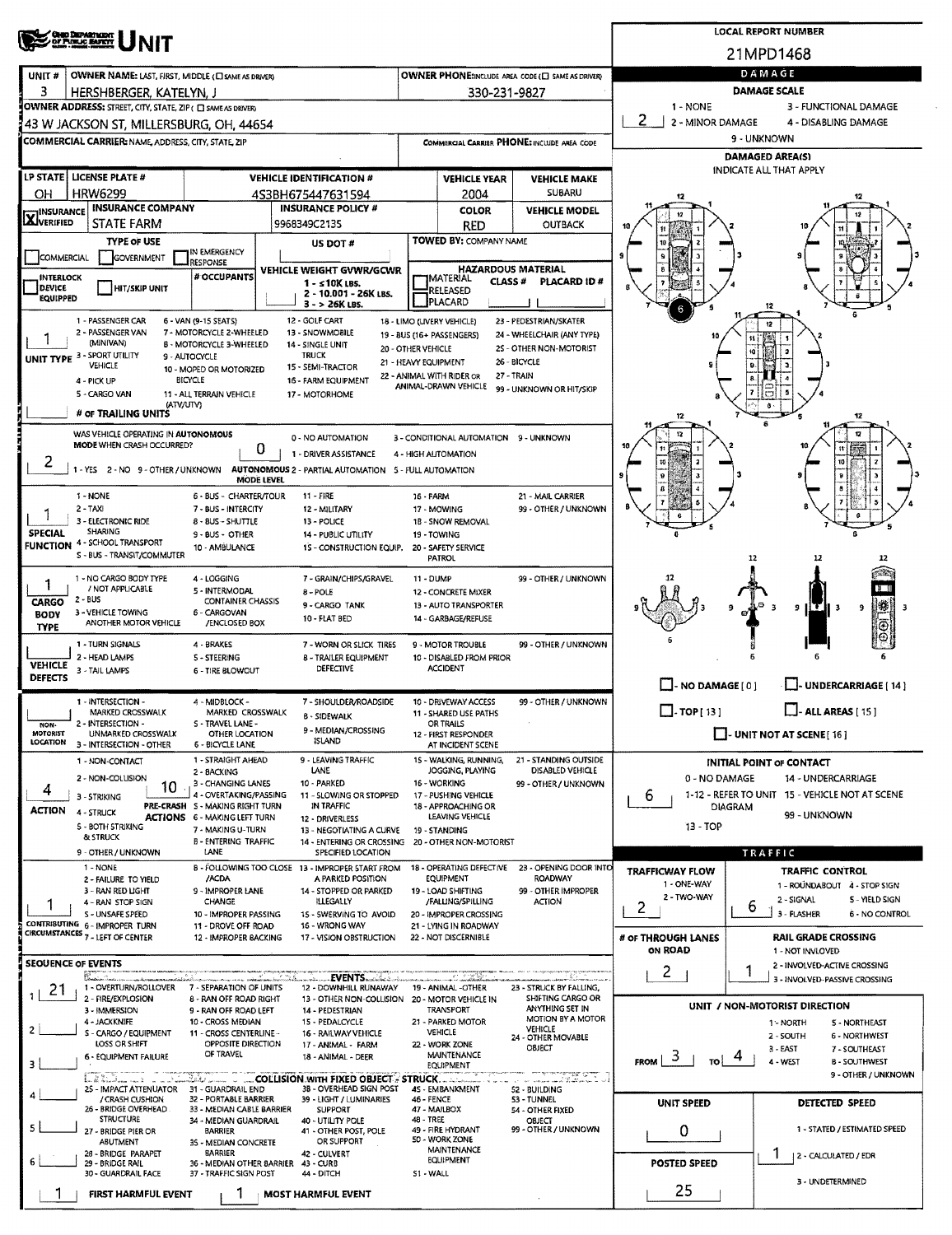# UNIT

**LOCAL REPORT NUMBER:** 21MPD1468

| UNIT # | OWNER NAME: LAST, FIRST, MIDDLE | OWNER PHONE |
|---|---|---|
| 3 | HERSHBERGER, KATELYN, J | 330-231-9827 |

**OWNER ADDRESS:** 43 W JACKSON ST, MILLERSBURG, OH, 44654

**COMMERCIAL CARRIER:** NAME, ADDRESS, CITY, STATE, ZIP

**COMMERCIAL CARRIER PHONE:**

| LP STATE | LICENSE PLATE # | VEHICLE IDENTIFICATION # | VEHICLE YEAR | VEHICLE MAKE |
|---|---|---|---|---|
| OH | HRW6299 | 4S3BH675447631594 | 2004 | SUBARU |

| INSURANCE | INSURANCE COMPANY | INSURANCE POLICY # | COLOR | VEHICLE MODEL |
|---|---|---|---|---|
| X VERIFIED | STATE FARM | 9968349C2135 | RED | OUTBACK |

**TYPE OF USE:** COMMERCIAL / GOVERNMENT / IN EMERGENCY RESPONSE

**US DOT #:**

**TOWED BY:** COMPANY NAME

**VEHICLE WEIGHT GVWR/GCWR:** 1 - ≤10K LBS. 2 - 10,001 - 26K LBS. 3 - > 26K LBS.

**HAZARDOUS MATERIAL:** MATERIAL RELEASED / PLACARD; CLASS #; PLACARD ID #

**INTERLOCK DEVICE EQUIPPED / HIT/SKIP UNIT / # OCCUPANTS**

**UNIT TYPE:** 1
1 - PASSENGER CAR, 2 - PASSENGER VAN (MINIVAN), 3 - SPORT UTILITY VEHICLE, 4 - PICK UP, 5 - CARGO VAN, 6 - VAN (9-15 SEATS), 7 - MOTORCYCLE 2-WHEELED, 8 - MOTORCYCLE 3-WHEELED, 9 - AUTOCYCLE, 10 - MOPED OR MOTORIZED BICYCLE, 11 - ALL TERRAIN VEHICLE (ATV/UTV), 12 - GOLF CART, 13 - SNOWMOBILE, 14 - SINGLE UNIT TRUCK, 15 - SEMI-TRACTOR, 16 - FARM EQUIPMENT, 17 - MOTORHOME, 18 - LIMO (LIVERY VEHICLE), 19 - BUS (16+ PASSENGERS), 20 - OTHER VEHICLE, 21 - HEAVY EQUIPMENT, 22 - ANIMAL WITH RIDER OR ANIMAL-DRAWN VEHICLE, 23 - PEDESTRIAN/SKATER, 24 - WHEELCHAIR (ANY TYPE), 25 - OTHER NON-MOTORIST, 26 - BICYCLE, 27 - TRAIN, 99 - UNKNOWN OR HIT/SKIP

**# OF TRAILING UNITS:**

**WAS VEHICLE OPERATING IN AUTONOMOUS MODE WHEN CRASH OCCURRED?** 2
1 - YES 2 - NO 9 - OTHER / UNKNOWN

**AUTONOMOUS MODE LEVEL:** 0
0 - NO AUTOMATION, 1 - DRIVER ASSISTANCE, 2 - PARTIAL AUTOMATION, 3 - CONDITIONAL AUTOMATION, 4 - HIGH AUTOMATION, 5 - FULL AUTOMATION, 9 - UNKNOWN

**SPECIAL FUNCTION:** 1
1 - NONE, 2 - TAXI, 3 - ELECTRONIC RIDE SHARING, 4 - SCHOOL TRANSPORT, 5 - BUS - TRANSIT/COMMUTER, 6 - BUS - CHARTER/TOUR, 7 - BUS - INTERCITY, 8 - BUS - SHUTTLE, 9 - BUS - OTHER, 10 - AMBULANCE, 11 - FIRE, 12 - MILITARY, 13 - POLICE, 14 - PUBLIC UTILITY, 15 - CONSTRUCTION EQUIP., 16 - FARM, 17 - MOWING, 18 - SNOW REMOVAL, 19 - TOWING, 20 - SAFETY SERVICE PATROL, 21 - MAIL CARRIER, 99 - OTHER / UNKNOWN

**CARGO BODY TYPE:** 1
1 - NO CARGO BODY TYPE / NOT APPLICABLE, 2 - BUS, 3 - VEHICLE TOWING ANOTHER MOTOR VEHICLE, 4 - LOGGING, 5 - INTERMODAL CONTAINER CHASSIS, 6 - CARGOVAN /ENCLOSED BOX, 7 - GRAIN/CHIPS/GRAVEL, 8 - POLE, 9 - CARGO TANK, 10 - FLAT BED, 11 - DUMP, 12 - CONCRETE MIXER, 13 - AUTO TRANSPORTER, 14 - GARBAGE/REFUSE, 99 - OTHER / UNKNOWN

**VEHICLE DEFECTS:**
1 - TURN SIGNALS, 2 - HEAD LAMPS, 3 - TAIL LAMPS, 4 - BRAKES, 5 - STEERING, 6 - TIRE BLOWOUT, 7 - WORN OR SLICK TIRES, 8 - TRAILER EQUIPMENT DEFECTIVE, 9 - MOTOR TROUBLE, 10 - DISABLED FROM PRIOR ACCIDENT, 99 - OTHER / UNKNOWN

**NON-MOTORIST LOCATION:**
1 - INTERSECTION - MARKED CROSSWALK, 2 - INTERSECTION - UNMARKED CROSSWALK, 3 - INTERSECTION - OTHER, 4 - MIDBLOCK - MARKED CROSSWALK, 5 - TRAVEL LANE - OTHER LOCATION, 6 - BICYCLE LANE, 7 - SHOULDER/ROADSIDE, 8 - SIDEWALK, 9 - MEDIAN/CROSSING ISLAND, 10 - DRIVEWAY ACCESS, 11 - SHARED USE PATHS OR TRAILS, 12 - FIRST RESPONDER AT INCIDENT SCENE, 99 - OTHER / UNKNOWN

**ACTION:** 4
1 - NON-CONTACT, 2 - NON-COLLISION, 3 - STRIKING, 4 - STRUCK, 5 - BOTH STRIKING & STRUCK, 9 - OTHER / UNKNOWN

**PRE-CRASH ACTIONS:** 10
1 - STRAIGHT AHEAD, 2 - BACKING, 3 - CHANGING LANES, 4 - OVERTAKING/PASSING, 5 - MAKING RIGHT TURN, 6 - MAKING LEFT TURN, 7 - MAKING U-TURN, 8 - ENTERING TRAFFIC LANE, 9 - LEAVING TRAFFIC LANE, 10 - PARKED, 11 - SLOWING OR STOPPED IN TRAFFIC, 12 - DRIVERLESS, 13 - NEGOTIATING A CURVE, 14 - ENTERING OR CROSSING SPECIFIED LOCATION, 15 - WALKING, RUNNING, JOGGING, PLAYING, 16 - WORKING, 17 - PUSHING VEHICLE, 18 - APPROACHING OR LEAVING VEHICLE, 19 - STANDING, 20 - OTHER NON-MOTORIST, 21 - STANDING OUTSIDE DISABLED VEHICLE, 99 - OTHER / UNKNOWN

**CONTRIBUTING CIRCUMSTANCES:** 1
1 - NONE, 2 - FAILURE TO YIELD, 3 - RAN RED LIGHT, 4 - RAN STOP SIGN, 5 - UNSAFE SPEED, 6 - IMPROPER TURN, 7 - LEFT OF CENTER, 8 - FOLLOWING TOO CLOSE /ACDA, 9 - IMPROPER LANE CHANGE, 10 - IMPROPER PASSING, 11 - DROVE OFF ROAD, 12 - IMPROPER BACKING, 13 - IMPROPER START FROM A PARKED POSITION, 14 - STOPPED OR PARKED ILLEGALLY, 15 - SWERVING TO AVOID, 16 - WRONG WAY, 17 - VISION OBSTRUCTION, 18 - OPERATING DEFECTIVE EQUIPMENT, 19 - LOAD SHIFTING /FALLING/SPILLING, 20 - IMPROPER CROSSING, 21 - LYING IN ROADWAY, 22 - NOT DISCERNIBLE, 23 - OPENING DOOR INTO ROADWAY, 99 - OTHER IMPROPER ACTION

**SEQUENCE OF EVENTS:**
1: 21
2:
3:
4:
5:
6:

**EVENTS:** 1 - OVERTURN/ROLLOVER, 2 - FIRE/EXPLOSION, 3 - IMMERSION, 4 - JACKKNIFE, 5 - CARGO / EQUIPMENT LOSS OR SHIFT, 6 - EQUIPMENT FAILURE, 7 - SEPARATION OF UNITS, 8 - RAN OFF ROAD RIGHT, 9 - RAN OFF ROAD LEFT, 10 - CROSS MEDIAN, 11 - CROSS CENTERLINE - OPPOSITE DIRECTION OF TRAVEL, 12 - DOWNHILL RUNAWAY, 13 - OTHER NON-COLLISION, 14 - PEDESTRIAN, 15 - PEDALCYCLE, 16 - RAILWAY VEHICLE, 17 - ANIMAL - FARM, 18 - ANIMAL - DEER, 19 - ANIMAL -OTHER, 20 - MOTOR VEHICLE IN TRANSPORT, 21 - PARKED MOTOR VEHICLE, 22 - WORK ZONE MAINTENANCE EQUIPMENT, 23 - STRUCK BY FALLING, SHIFTING CARGO OR ANYTHING SET IN MOTION BY A MOTOR VEHICLE, 24 - OTHER MOVABLE OBJECT

**COLLISION WITH FIXED OBJECT - STRUCK:** 25 - IMPACT ATTENUATOR / CRASH CUSHION, 26 - BRIDGE OVERHEAD STRUCTURE, 27 - BRIDGE PIER OR ABUTMENT, 28 - BRIDGE PARAPET, 29 - BRIDGE RAIL, 30 - GUARDRAIL FACE, 31 - GUARDRAIL END, 32 - PORTABLE BARRIER, 33 - MEDIAN CABLE BARRIER, 34 - MEDIAN GUARDRAIL BARRIER, 35 - MEDIAN CONCRETE BARRIER, 36 - MEDIAN OTHER BARRIER, 37 - TRAFFIC SIGN POST, 38 - OVERHEAD SIGN POST, 39 - LIGHT / LUMINARIES SUPPORT, 40 - UTILITY POLE, 41 - OTHER POST, POLE OR SUPPORT, 42 - CULVERT, 43 - CURB, 44 - DITCH, 45 - EMBANKMENT, 46 - FENCE, 47 - MAILBOX, 48 - TREE, 49 - FIRE HYDRANT, 50 - WORK ZONE MAINTENANCE EQUIPMENT, 51 - WALL, 52 - BUILDING, 53 - TUNNEL, 54 - OTHER FIXED OBJECT, 99 - OTHER / UNKNOWN

**FIRST HARMFUL EVENT:** 1 **MOST HARMFUL EVENT:** 1

## DAMAGE

**DAMAGE SCALE:** 2
1 - NONE, 2 - MINOR DAMAGE, 3 - FUNCTIONAL DAMAGE, 4 - DISABLING DAMAGE, 9 - UNKNOWN

**DAMAGED AREA(S):** INDICATE ALL THAT APPLY — 6

- NO DAMAGE [0]
- UNDERCARRIAGE [14]
- TOP [13]
- ALL AREAS [15]
- UNIT NOT AT SCENE [16]

**INITIAL POINT OF CONTACT:** 6
0 - NO DAMAGE, 1-12 - REFER TO UNIT DIAGRAM, 13 - TOP, 14 - UNDERCARRIAGE, 15 - VEHICLE NOT AT SCENE, 99 - UNKNOWN

## TRAFFIC

**TRAFFICWAY FLOW:** 2
1 - ONE-WAY, 2 - TWO-WAY

**TRAFFIC CONTROL:** 6
1 - ROUNDABOUT, 2 - SIGNAL, 3 - FLASHER, 4 - STOP SIGN, 5 - YIELD SIGN, 6 - NO CONTROL

**# OF THROUGH LANES ON ROAD:** 2

**RAIL GRADE CROSSING:** 1
1 - NOT INVOLVED, 2 - INVOLVED-ACTIVE CROSSING, 3 - INVOLVED-PASSIVE CROSSING

**UNIT / NON-MOTORIST DIRECTION:** FROM 3 TO 4
1 - NORTH, 2 - SOUTH, 3 - EAST, 4 - WEST, 5 - NORTHEAST, 6 - NORTHWEST, 7 - SOUTHEAST, 8 - SOUTHWEST, 9 - OTHER / UNKNOWN

**UNIT SPEED:** 0

**DETECTED SPEED:** 1
1 - STATED / ESTIMATED SPEED, 2 - CALCULATED / EDR, 3 - UNDETERMINED

**POSTED SPEED:** 25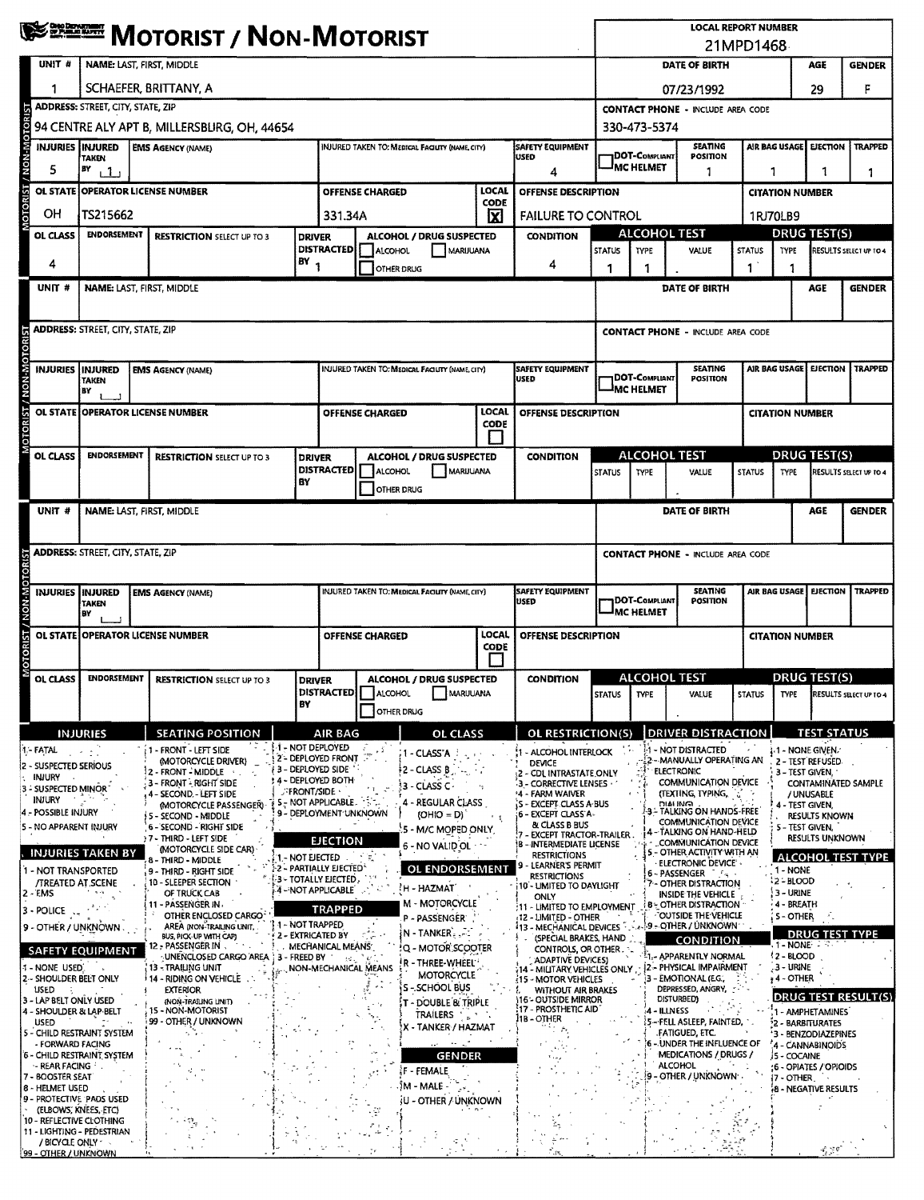# MOTORIST / NON-MOTORIST

**LOCAL REPORT NUMBER:** 21MPD1468

## Unit 1

| UNIT # | NAME: LAST, FIRST, MIDDLE | DATE OF BIRTH | AGE | GENDER |
|---|---|---|---|---|
| 1 | SCHAEFER, BRITTANY, A | 07/23/1992 | 29 | F |

| ADDRESS: STREET, CITY, STATE, ZIP | CONTACT PHONE - INCLUDE AREA CODE |
|---|---|
| 94 CENTRE ALY APT B, MILLERSBURG, OH, 44654 | 330-473-5374 |

| INJURIES | INJURED TAKEN BY | EMS AGENCY (NAME) | INJURED TAKEN TO: MEDICAL FACILITY (NAME, CITY) | SAFETY EQUIPMENT USED | DOT-COMPLIANT MC HELMET | SEATING POSITION | AIR BAG USAGE | EJECTION | TRAPPED |
|---|---|---|---|---|---|---|---|---|---|
| 5 | 1 | | | 4 | | 1 | 1 | 1 | 1 |

| OL STATE | OPERATOR LICENSE NUMBER | OFFENSE CHARGED | LOCAL CODE | OFFENSE DESCRIPTION | CITATION NUMBER |
|---|---|---|---|---|---|
| OH | TS215662 | 331.34A | X | FAILURE TO CONTROL | 1RJ70LB9 |

| OL CLASS | ENDORSEMENT | RESTRICTION SELECT UP TO 3 | DRIVER DISTRACTED BY | ALCOHOL / DRUG SUSPECTED | CONDITION | ALCOHOL TEST STATUS | ALCOHOL TEST TYPE | ALCOHOL TEST VALUE | DRUG TEST STATUS | DRUG TEST TYPE | RESULTS SELECT UP TO 4 |
|---|---|---|---|---|---|---|---|---|---|---|---|
| 4 | | | 1 | ☐ ALCOHOL ☐ MARIJUANA ☐ OTHER DRUG | 4 | 1 | 1 | | 1 | 1 | |

## Unit (blank)

| UNIT # | NAME: LAST, FIRST, MIDDLE | DATE OF BIRTH | AGE | GENDER |
|---|---|---|---|---|
| | | | | |

| ADDRESS: STREET, CITY, STATE, ZIP | CONTACT PHONE - INCLUDE AREA CODE |
|---|---|
| | |

| INJURIES | INJURED TAKEN BY | EMS AGENCY (NAME) | INJURED TAKEN TO: MEDICAL FACILITY (NAME, CITY) | SAFETY EQUIPMENT USED | DOT-COMPLIANT MC HELMET | SEATING POSITION | AIR BAG USAGE | EJECTION | TRAPPED |
|---|---|---|---|---|---|---|---|---|---|
| | | | | | | | | | |

| OL STATE | OPERATOR LICENSE NUMBER | OFFENSE CHARGED | LOCAL CODE | OFFENSE DESCRIPTION | CITATION NUMBER |
|---|---|---|---|---|---|
| | | | ☐ | | |

| OL CLASS | ENDORSEMENT | RESTRICTION SELECT UP TO 3 | DRIVER DISTRACTED BY | ALCOHOL / DRUG SUSPECTED | CONDITION | ALCOHOL TEST STATUS | ALCOHOL TEST TYPE | ALCOHOL TEST VALUE | DRUG TEST STATUS | DRUG TEST TYPE | RESULTS SELECT UP TO 4 |
|---|---|---|---|---|---|---|---|---|---|---|---|
| | | | | ☐ ALCOHOL ☐ MARIJUANA ☐ OTHER DRUG | | | | | | | |

## Unit (blank)

| UNIT # | NAME: LAST, FIRST, MIDDLE | DATE OF BIRTH | AGE | GENDER |
|---|---|---|---|---|
| | | | | |

| ADDRESS: STREET, CITY, STATE, ZIP | CONTACT PHONE - INCLUDE AREA CODE |
|---|---|
| | |

| INJURIES | INJURED TAKEN BY | EMS AGENCY (NAME) | INJURED TAKEN TO: MEDICAL FACILITY (NAME, CITY) | SAFETY EQUIPMENT USED | DOT-COMPLIANT MC HELMET | SEATING POSITION | AIR BAG USAGE | EJECTION | TRAPPED |
|---|---|---|---|---|---|---|---|---|---|
| | | | | | | | | | |

| OL STATE | OPERATOR LICENSE NUMBER | OFFENSE CHARGED | LOCAL CODE | OFFENSE DESCRIPTION | CITATION NUMBER |
|---|---|---|---|---|---|
| | | | ☐ | | |

| OL CLASS | ENDORSEMENT | RESTRICTION SELECT UP TO 3 | DRIVER DISTRACTED BY | ALCOHOL / DRUG SUSPECTED | CONDITION | ALCOHOL TEST STATUS | ALCOHOL TEST TYPE | ALCOHOL TEST VALUE | DRUG TEST STATUS | DRUG TEST TYPE | RESULTS SELECT UP TO 4 |
|---|---|---|---|---|---|---|---|---|---|---|---|
| | | | | ☐ ALCOHOL ☐ MARIJUANA ☐ OTHER DRUG | | | | | | | |

## Codes

### INJURIES
1 - FATAL
2 - SUSPECTED SERIOUS INJURY
3 - SUSPECTED MINOR INJURY
4 - POSSIBLE INJURY
5 - NO APPARENT INJURY

### INJURIES TAKEN BY
1 - NOT TRANSPORTED /TREATED AT SCENE
2 - EMS
3 - POLICE
9 - OTHER / UNKNOWN

### SAFETY EQUIPMENT
1 - NONE USED
2 - SHOULDER BELT ONLY USED
3 - LAP BELT ONLY USED
4 - SHOULDER & LAP BELT USED
5 - CHILD RESTRAINT SYSTEM - FORWARD FACING
6 - CHILD RESTRAINT SYSTEM - REAR FACING
7 - BOOSTER SEAT
8 - HELMET USED
9 - PROTECTIVE PADS USED (ELBOWS, KNEES, ETC)
10 - REFLECTIVE CLOTHING
11 - LIGHTING - PEDESTRIAN / BICYCLE ONLY
99 - OTHER / UNKNOWN

### SEATING POSITION
1 - FRONT - LEFT SIDE (MOTORCYCLE DRIVER)
2 - FRONT - MIDDLE
3 - FRONT - RIGHT SIDE
4 - SECOND - LEFT SIDE (MOTORCYCLE PASSENGER)
5 - SECOND - MIDDLE
6 - SECOND - RIGHT SIDE
7 - THIRD - LEFT SIDE (MOTORCYCLE SIDE CAR)
8 - THIRD - MIDDLE
9 - THIRD - RIGHT SIDE
10 - SLEEPER SECTION OF TRUCK CAB
11 - PASSENGER IN OTHER ENCLOSED CARGO AREA (NON-TRAILING UNIT, BUS, PICK-UP WITH CAP)
12 - PASSENGER IN UNENCLOSED CARGO AREA
13 - TRAILING UNIT
14 - RIDING ON VEHICLE EXTERIOR (NON-TRAILING UNIT)
15 - NON-MOTORIST
99 - OTHER / UNKNOWN

### AIR BAG
1 - NOT DEPLOYED
2 - DEPLOYED FRONT
3 - DEPLOYED SIDE
4 - DEPLOYED BOTH FRONT/SIDE
5 - NOT APPLICABLE
9 - DEPLOYMENT UNKNOWN

### EJECTION
1 - NOT EJECTED
2 - PARTIALLY EJECTED
3 - TOTALLY EJECTED
4 - NOT APPLICABLE

### TRAPPED
1 - NOT TRAPPED
2 - EXTRICATED BY MECHANICAL MEANS
3 - FREED BY NON-MECHANICAL MEANS

### OL CLASS
1 - CLASS A
2 - CLASS B
3 - CLASS C
4 - REGULAR CLASS (OHIO = D)
5 - M/C MOPED ONLY
6 - NO VALID OL

### OL ENDORSEMENT
H - HAZMAT
M - MOTORCYCLE
P - PASSENGER
N - TANKER
Q - MOTOR SCOOTER
R - THREE-WHEEL MOTORCYCLE
S - SCHOOL BUS
T - DOUBLE & TRIPLE TRAILERS
X - TANKER / HAZMAT

### GENDER
F - FEMALE
M - MALE
U - OTHER / UNKNOWN

### OL RESTRICTION(S)
1 - ALCOHOL INTERLOCK DEVICE
2 - CDL INTRASTATE ONLY
3 - CORRECTIVE LENSES
4 - FARM WAIVER
5 - EXCEPT CLASS A BUS
6 - EXCEPT CLASS A & CLASS B BUS
7 - EXCEPT TRACTOR-TRAILER
8 - INTERMEDIATE LICENSE RESTRICTIONS
9 - LEARNER'S PERMIT RESTRICTIONS
10 - LIMITED TO DAYLIGHT ONLY
11 - LIMITED TO EMPLOYMENT
12 - LIMITED - OTHER
13 - MECHANICAL DEVICES (SPECIAL BRAKES, HAND CONTROLS, OR OTHER ADAPTIVE DEVICES)
14 - MILITARY VEHICLES ONLY
15 - MOTOR VEHICLES WITHOUT AIR BRAKES
16 - OUTSIDE MIRROR
17 - PROSTHETIC AID
18 - OTHER

### DRIVER DISTRACTION
1 - NOT DISTRACTED
2 - MANUALLY OPERATING AN ELECTRONIC COMMUNICATION DEVICE (TEXTING, TYPING, DIALING)
3 - TALKING ON HANDS-FREE COMMUNICATION DEVICE
4 - TALKING ON HAND-HELD COMMUNICATION DEVICE
5 - OTHER ACTIVITY WITH AN ELECTRONIC DEVICE
6 - PASSENGER
7 - OTHER DISTRACTION INSIDE THE VEHICLE
8 - OTHER DISTRACTION OUTSIDE THE VEHICLE
9 - OTHER / UNKNOWN

### CONDITION
1 - APPARENTLY NORMAL
2 - PHYSICAL IMPAIRMENT
3 - EMOTIONAL (E.G., DEPRESSED, ANGRY, DISTURBED)
4 - ILLNESS
5 - FELL ASLEEP, FAINTED, FATIGUED, ETC.
6 - UNDER THE INFLUENCE OF MEDICATIONS / DRUGS / ALCOHOL
9 - OTHER / UNKNOWN

### TEST STATUS
1 - NONE GIVEN
2 - TEST REFUSED
3 - TEST GIVEN, CONTAMINATED SAMPLE / UNUSABLE
4 - TEST GIVEN, RESULTS KNOWN
5 - TEST GIVEN, RESULTS UNKNOWN

### ALCOHOL TEST TYPE
1 - NONE
2 - BLOOD
3 - URINE
4 - BREATH
5 - OTHER

### DRUG TEST TYPE
1 - NONE
2 - BLOOD
3 - URINE
4 - OTHER

### DRUG TEST RESULT(S)
1 - AMPHETAMINES
2 - BARBITURATES
3 - BENZODIAZEPINES
4 - CANNABINOIDS
5 - COCAINE
6 - OPIATES / OPIOIDS
7 - OTHER
8 - NEGATIVE RESULTS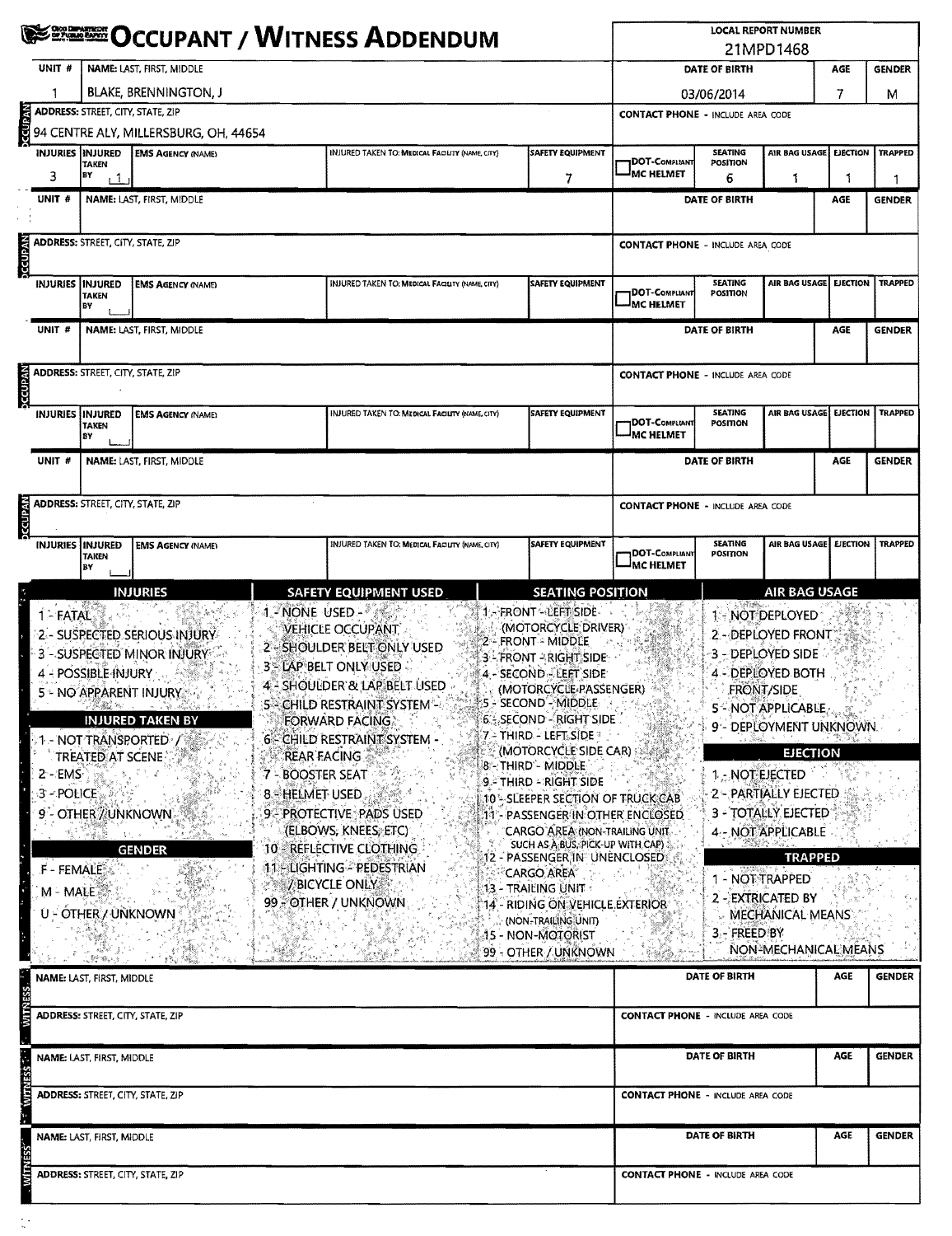# OCCUPANT / WITNESS ADDENDUM

**LOCAL REPORT NUMBER:** 21MPD1468

## OCCUPANT

| UNIT # | NAME: LAST, FIRST, MIDDLE | DATE OF BIRTH | AGE | GENDER |
|---|---|---|---|---|
| 1 | BLAKE, BRENNINGTON, J | 03/06/2014 | 7 | M |

| ADDRESS: STREET, CITY, STATE, ZIP | CONTACT PHONE - INCLUDE AREA CODE |
|---|---|
| 94 CENTRE ALY, MILLERSBURG, OH, 44654 | |

| INJURIES | INJURED TAKEN BY | EMS AGENCY (NAME) | INJURED TAKEN TO: MEDICAL FACILITY (NAME, CITY) | SAFETY EQUIPMENT | DOT-COMPLIANT MC HELMET | SEATING POSITION | AIR BAG USAGE | EJECTION | TRAPPED |
|---|---|---|---|---|---|---|---|---|---|
| 3 | 1 | | | 7 | | 6 | 1 | 1 | 1 |

## OCCUPANT

| UNIT # | NAME: LAST, FIRST, MIDDLE | DATE OF BIRTH | AGE | GENDER |
|---|---|---|---|---|
| | | | | |

| ADDRESS: STREET, CITY, STATE, ZIP | CONTACT PHONE - INCLUDE AREA CODE |
|---|---|
| | |

| INJURIES | INJURED TAKEN BY | EMS AGENCY (NAME) | INJURED TAKEN TO: MEDICAL FACILITY (NAME, CITY) | SAFETY EQUIPMENT | DOT-COMPLIANT MC HELMET | SEATING POSITION | AIR BAG USAGE | EJECTION | TRAPPED |
|---|---|---|---|---|---|---|---|---|---|
| | | | | | | | | | |

## OCCUPANT

| UNIT # | NAME: LAST, FIRST, MIDDLE | DATE OF BIRTH | AGE | GENDER |
|---|---|---|---|---|
| | | | | |

| ADDRESS: STREET, CITY, STATE, ZIP | CONTACT PHONE - INCLUDE AREA CODE |
|---|---|
| | |

| INJURIES | INJURED TAKEN BY | EMS AGENCY (NAME) | INJURED TAKEN TO: MEDICAL FACILITY (NAME, CITY) | SAFETY EQUIPMENT | DOT-COMPLIANT MC HELMET | SEATING POSITION | AIR BAG USAGE | EJECTION | TRAPPED |
|---|---|---|---|---|---|---|---|---|---|
| | | | | | | | | | |

## OCCUPANT

| UNIT # | NAME: LAST, FIRST, MIDDLE | DATE OF BIRTH | AGE | GENDER |
|---|---|---|---|---|
| | | | | |

| ADDRESS: STREET, CITY, STATE, ZIP | CONTACT PHONE - INCLUDE AREA CODE |
|---|---|
| | |

| INJURIES | INJURED TAKEN BY | EMS AGENCY (NAME) | INJURED TAKEN TO: MEDICAL FACILITY (NAME, CITY) | SAFETY EQUIPMENT | DOT-COMPLIANT MC HELMET | SEATING POSITION | AIR BAG USAGE | EJECTION | TRAPPED |
|---|---|---|---|---|---|---|---|---|---|
| | | | | | | | | | |

### INJURIES
1 - FATAL
2 - SUSPECTED SERIOUS INJURY
3 - SUSPECTED MINOR INJURY
4 - POSSIBLE INJURY
5 - NO APPARENT INJURY

### INJURED TAKEN BY
1 - NOT TRANSPORTED / TREATED AT SCENE
2 - EMS
3 - POLICE
9 - OTHER / UNKNOWN

### GENDER
F - FEMALE
M - MALE
U - OTHER / UNKNOWN

### SAFETY EQUIPMENT USED
1 - NONE USED - VEHICLE OCCUPANT
2 - SHOULDER BELT ONLY USED
3 - LAP BELT ONLY USED
4 - SHOULDER & LAP BELT USED
5 - CHILD RESTRAINT SYSTEM - FORWARD FACING
6 - CHILD RESTRAINT SYSTEM - REAR FACING
7 - BOOSTER SEAT
8 - HELMET USED
9 - PROTECTIVE PADS USED (ELBOWS, KNEES, ETC)
10 - REFLECTIVE CLOTHING
11 - LIGHTING - PEDESTRIAN / BICYCLE ONLY
99 - OTHER / UNKNOWN

### SEATING POSITION
1 - FRONT - LEFT SIDE (MOTORCYCLE DRIVER)
2 - FRONT - MIDDLE
3 - FRONT - RIGHT SIDE
4 - SECOND - LEFT SIDE (MOTORCYCLE PASSENGER)
5 - SECOND - MIDDLE
6 - SECOND - RIGHT SIDE
7 - THIRD - LEFT SIDE (MOTORCYCLE SIDE CAR)
8 - THIRD - MIDDLE
9 - THIRD - RIGHT SIDE
10 - SLEEPER SECTION OF TRUCK CAB
11 - PASSENGER IN OTHER ENCLOSED CARGO AREA (NON-TRAILING UNIT SUCH AS A BUS, PICK-UP WITH CAP)
12 - PASSENGER IN UNENCLOSED CARGO AREA
13 - TRAILING UNIT
14 - RIDING ON VEHICLE EXTERIOR (NON-TRAILING UNIT)
15 - NON-MOTORIST
99 - OTHER / UNKNOWN

### AIR BAG USAGE
1 - NOT DEPLOYED
2 - DEPLOYED FRONT
3 - DEPLOYED SIDE
4 - DEPLOYED BOTH FRONT/SIDE
5 - NOT APPLICABLE
9 - DEPLOYMENT UNKNOWN

### EJECTION
1 - NOT EJECTED
2 - PARTIALLY EJECTED
3 - TOTALLY EJECTED
4 - NOT APPLICABLE

### TRAPPED
1 - NOT TRAPPED
2 - EXTRICATED BY MECHANICAL MEANS
3 - FREED BY NON-MECHANICAL MEANS

## WITNESS

| NAME: LAST, FIRST, MIDDLE | DATE OF BIRTH | AGE | GENDER |
|---|---|---|---|
| | | | |

| ADDRESS: STREET, CITY, STATE, ZIP | CONTACT PHONE - INCLUDE AREA CODE |
|---|---|
| | |

## WITNESS

| NAME: LAST, FIRST, MIDDLE | DATE OF BIRTH | AGE | GENDER |
|---|---|---|---|
| | | | |

| ADDRESS: STREET, CITY, STATE, ZIP | CONTACT PHONE - INCLUDE AREA CODE |
|---|---|
| | |

## WITNESS

| NAME: LAST, FIRST, MIDDLE | DATE OF BIRTH | AGE | GENDER |
|---|---|---|---|
| | | | |

| ADDRESS: STREET, CITY, STATE, ZIP | CONTACT PHONE - INCLUDE AREA CODE |
|---|---|
| | |